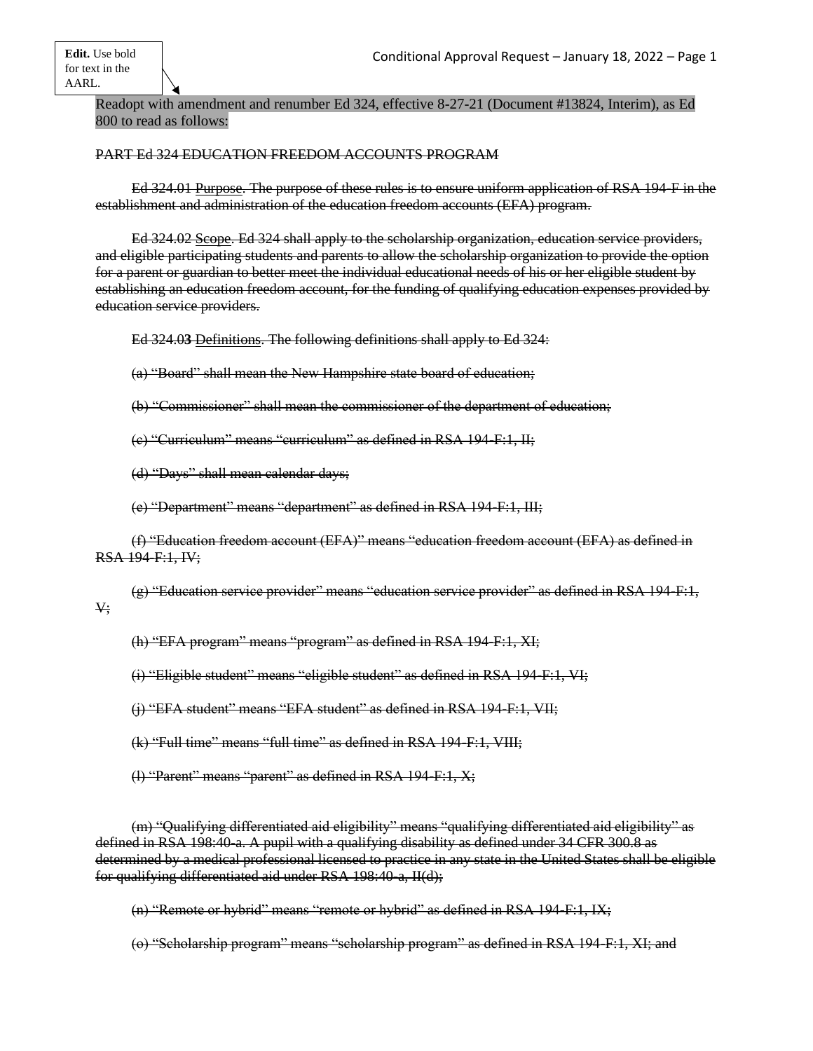**Edit.** Use bold for text in the AARL.

Readopt with amendment and renumber Ed 324, effective 8-27-21 (Document #13824, Interim), as Ed 800 to read as follows:

~~PART Ed 324 EDUCATION FREEDOM ACCOUNTS PROGRAM~~

~~Ed 324.01 Purpose. The purpose of these rules is to ensure uniform application of RSA 194-F in the establishment and administration of the education freedom accounts (EFA) program.~~

~~Ed 324.02 Scope. Ed 324 shall apply to the scholarship organization, education service providers, and eligible participating students and parents to allow the scholarship organization to provide the option for a parent or guardian to better meet the individual educational needs of his or her eligible student by establishing an education freedom account, for the funding of qualifying education expenses provided by education service providers.~~

~~Ed 324.0**3** Definitions. The following definitions shall apply to Ed 324:~~

~~(a) "Board" shall mean the New Hampshire state board of education;~~

~~(b) "Commissioner" shall mean the commissioner of the department of education;~~

~~(c) "Curriculum" means "curriculum" as defined in RSA 194-F:1, II;~~

~~(d) "Days" shall mean calendar days;~~

~~(e) "Department" means "department" as defined in RSA 194-F:1, III;~~

~~(f) "Education freedom account (EFA)" means "education freedom account (EFA) as defined in RSA 194-F:1, IV;~~

~~(g) "Education service provider" means "education service provider" as defined in RSA 194-F:1, V;~~

~~(h) "EFA program" means "program" as defined in RSA 194-F:1, XI;~~

~~(i) "Eligible student" means "eligible student" as defined in RSA 194-F:1, VI;~~

~~(j) "EFA student" means "EFA student" as defined in RSA 194-F:1, VII;~~

~~(k) "Full time" means "full time" as defined in RSA 194-F:1, VIII;~~

~~(l) "Parent" means "parent" as defined in RSA 194-F:1, X;~~

~~(m) "Qualifying differentiated aid eligibility" means "qualifying differentiated aid eligibility" as defined in RSA 198:40-a. A pupil with a qualifying disability as defined under 34 CFR 300.8 as determined by a medical professional licensed to practice in any state in the United States shall be eligible for qualifying differentiated aid under RSA 198:40-a, II(d);~~

~~(n) "Remote or hybrid" means "remote or hybrid" as defined in RSA 194-F:1, IX;~~

~~(o) "Scholarship program" means "scholarship program" as defined in RSA 194-F:1, XI; and~~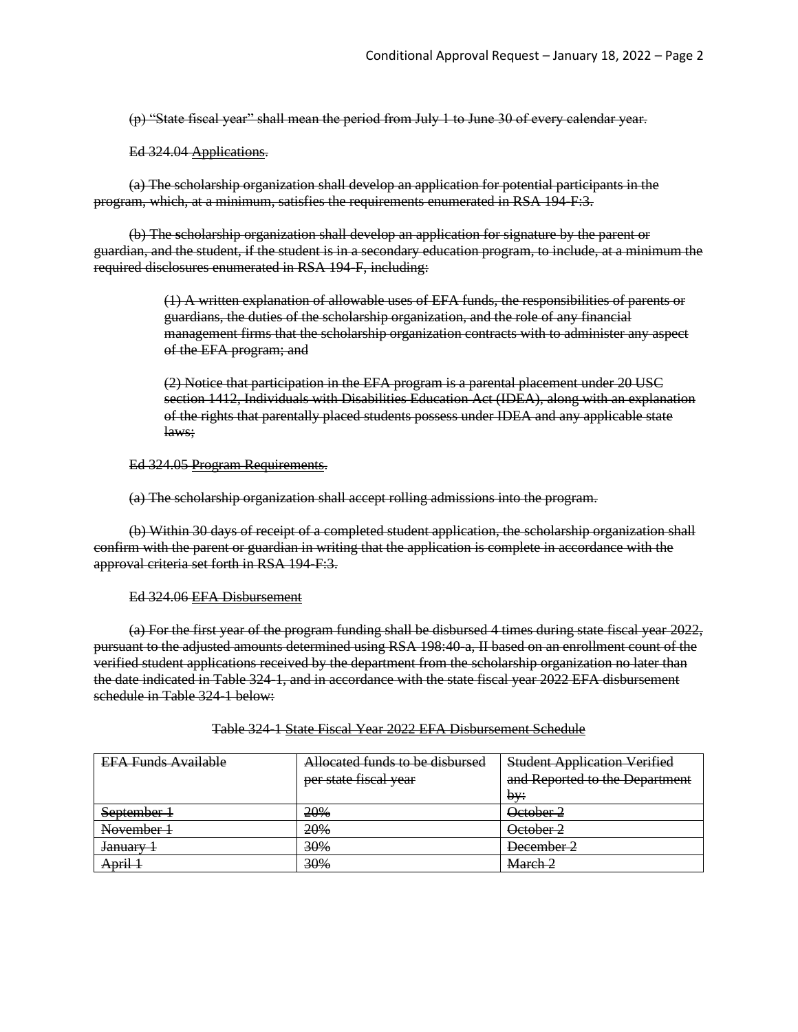~~(p) "State fiscal year" shall mean the period from July 1 to June 30 of every calendar year.~~

~~Ed 324.04 Applications.~~

~~(a) The scholarship organization shall develop an application for potential participants in the program, which, at a minimum, satisfies the requirements enumerated in RSA 194-F:3.~~

~~(b) The scholarship organization shall develop an application for signature by the parent or guardian, and the student, if the student is in a secondary education program, to include, at a minimum the required disclosures enumerated in RSA 194-F, including:~~

> ~~(1) A written explanation of allowable uses of EFA funds, the responsibilities of parents or guardians, the duties of the scholarship organization, and the role of any financial management firms that the scholarship organization contracts with to administer any aspect of the EFA program; and~~
>
> ~~(2) Notice that participation in the EFA program is a parental placement under 20 USC section 1412, Individuals with Disabilities Education Act (IDEA), along with an explanation of the rights that parentally placed students possess under IDEA and any applicable state laws;~~

~~Ed 324.05 Program Requirements.~~

~~(a) The scholarship organization shall accept rolling admissions into the program.~~

~~(b) Within 30 days of receipt of a completed student application, the scholarship organization shall confirm with the parent or guardian in writing that the application is complete in accordance with the approval criteria set forth in RSA 194-F:3.~~

~~Ed 324.06 EFA Disbursement~~

~~(a) For the first year of the program funding shall be disbursed 4 times during state fiscal year 2022, pursuant to the adjusted amounts determined using RSA 198:40-a, II based on an enrollment count of the verified student applications received by the department from the scholarship organization no later than the date indicated in Table 324-1, and in accordance with the state fiscal year 2022 EFA disbursement schedule in Table 324-1 below:~~

~~Table 324-1 State Fiscal Year 2022 EFA Disbursement Schedule~~

| ~~EFA Funds Available~~ | ~~Allocated funds to be disbursed per state fiscal year~~ | ~~Student Application Verified and Reported to the Department by:~~ |
|---|---|---|
| ~~September 1~~ | ~~20%~~ | ~~October 2~~ |
| ~~November 1~~ | ~~20%~~ | ~~October 2~~ |
| ~~January 1~~ | ~~30%~~ | ~~December 2~~ |
| ~~April 1~~ | ~~30%~~ | ~~March 2~~ |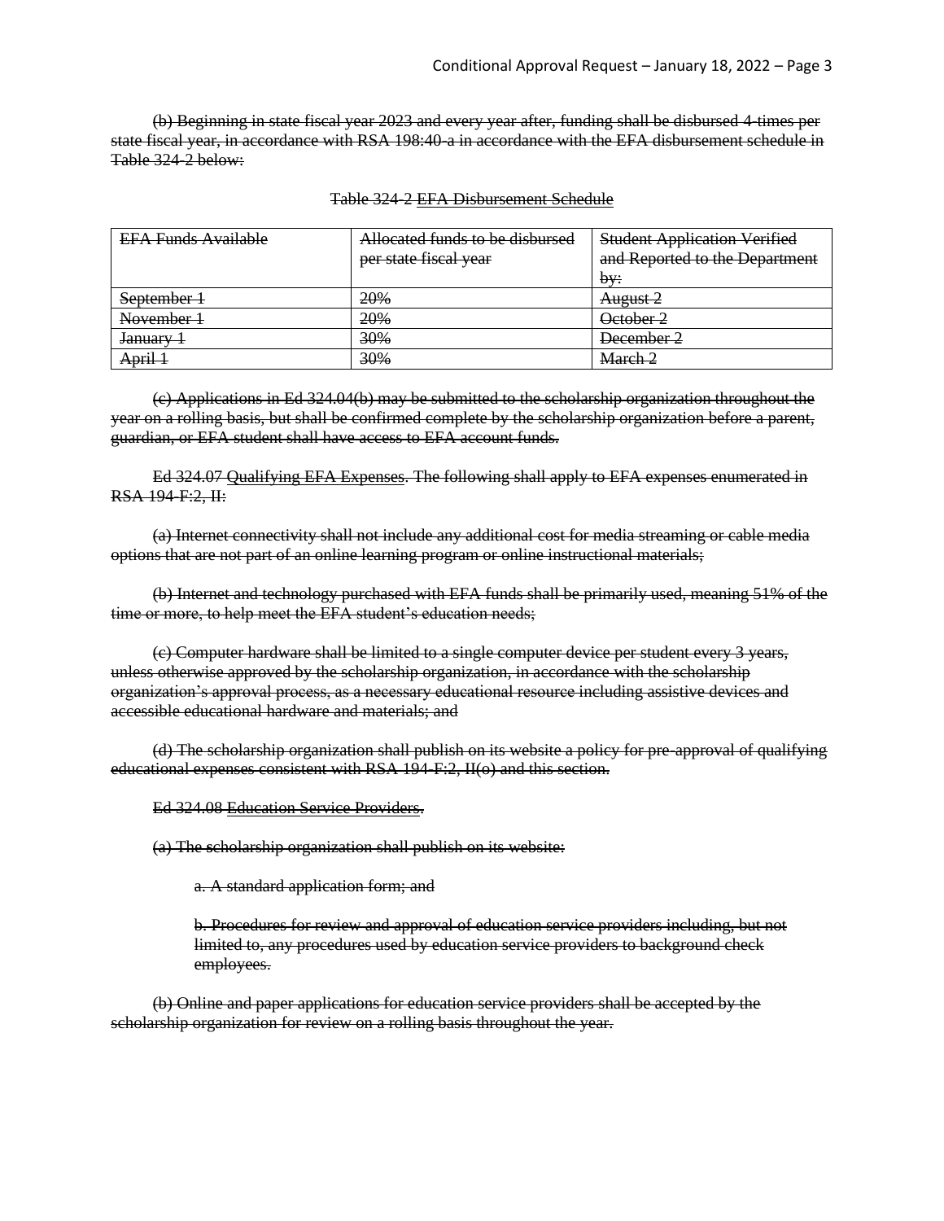~~(b) Beginning in state fiscal year 2023 and every year after, funding shall be disbursed 4-times per state fiscal year, in accordance with RSA 198:40-a in accordance with the EFA disbursement schedule in Table 324-2 below:~~

~~Table 324-2~~ ~~EFA Disbursement Schedule~~

| ~~EFA Funds Available~~ | ~~Allocated funds to be disbursed per state fiscal year~~ | ~~Student Application Verified and Reported to the Department by:~~ |
|---|---|---|
| ~~September 1~~ | ~~20%~~ | ~~August 2~~ |
| ~~November 1~~ | ~~20%~~ | ~~October 2~~ |
| ~~January 1~~ | ~~30%~~ | ~~December 2~~ |
| ~~April 1~~ | ~~30%~~ | ~~March 2~~ |

~~(c) Applications in Ed 324.04(b) may be submitted to the scholarship organization throughout the year on a rolling basis, but shall be confirmed complete by the scholarship organization before a parent, guardian, or EFA student shall have access to EFA account funds.~~

~~Ed 324.07~~ ~~Qualifying EFA Expenses~~. ~~The following shall apply to EFA expenses enumerated in RSA 194-F:2, II:~~

~~(a) Internet connectivity shall not include any additional cost for media streaming or cable media options that are not part of an online learning program or online instructional materials;~~

~~(b) Internet and technology purchased with EFA funds shall be primarily used, meaning 51% of the time or more, to help meet the EFA student's education needs;~~

~~(c) Computer hardware shall be limited to a single computer device per student every 3 years, unless otherwise approved by the scholarship organization, in accordance with the scholarship organization's approval process, as a necessary educational resource including assistive devices and accessible educational hardware and materials; and~~

~~(d) The scholarship organization shall publish on its website a policy for pre-approval of qualifying educational expenses consistent with RSA 194-F:2, II(o) and this section.~~

~~Ed 324.08~~ ~~Education Service Providers~~.

~~(a) The scholarship organization shall publish on its website:~~

~~a. A standard application form; and~~

~~b. Procedures for review and approval of education service providers including, but not limited to, any procedures used by education service providers to background check employees.~~

~~(b) Online and paper applications for education service providers shall be accepted by the scholarship organization for review on a rolling basis throughout the year.~~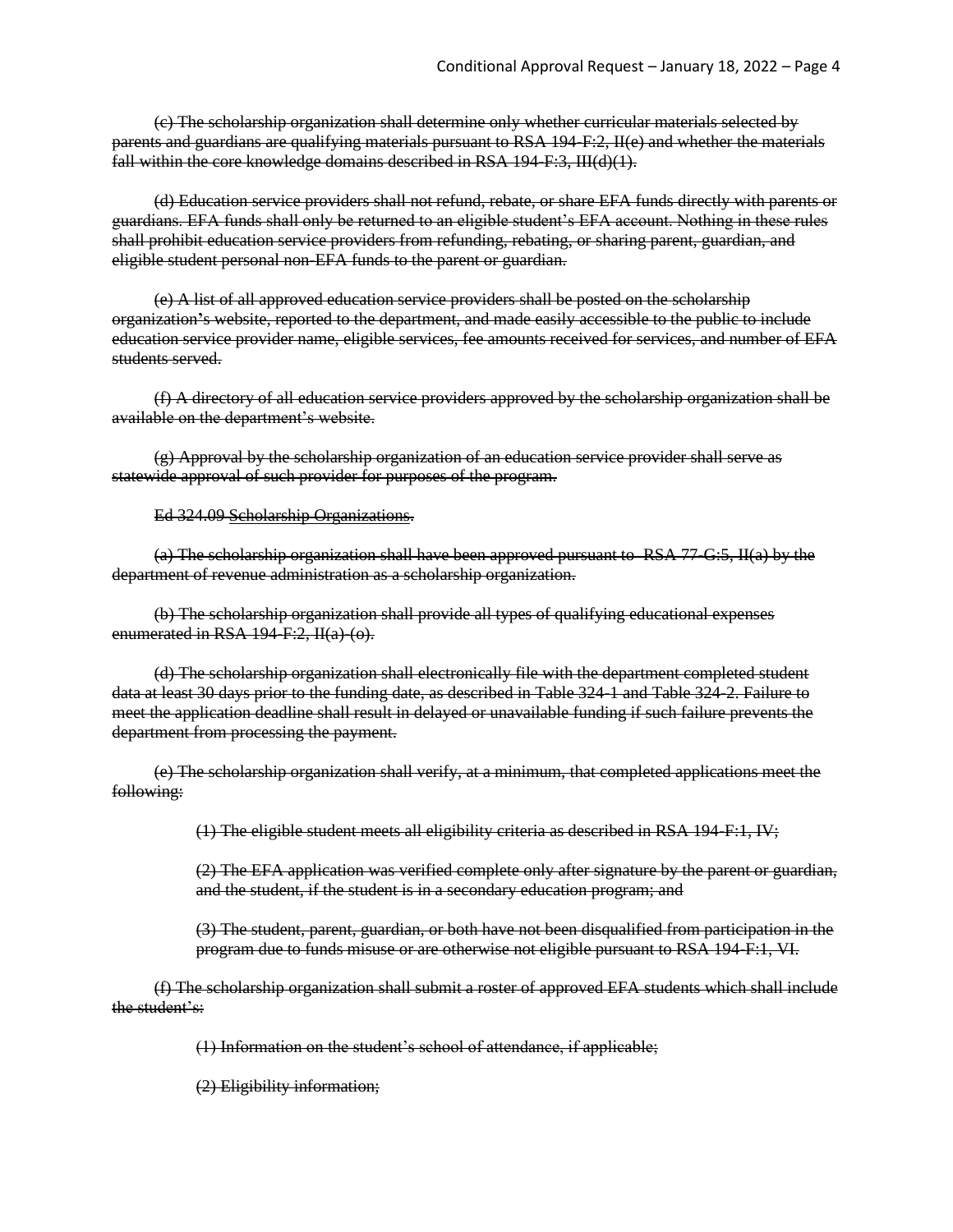~~(c) The scholarship organization shall determine only whether curricular materials selected by parents and guardians are qualifying materials pursuant to RSA 194-F:2, II(e) and whether the materials fall within the core knowledge domains described in RSA 194-F:3, III(d)(1).~~

~~(d) Education service providers shall not refund, rebate, or share EFA funds directly with parents or guardians. EFA funds shall only be returned to an eligible student's EFA account. Nothing in these rules shall prohibit education service providers from refunding, rebating, or sharing parent, guardian, and eligible student personal non-EFA funds to the parent or guardian.~~

~~(e) A list of all approved education service providers shall be posted on the scholarship organization's website, reported to the department, and made easily accessible to the public to include education service provider name, eligible services, fee amounts received for services, and number of EFA students served.~~

~~(f) A directory of all education service providers approved by the scholarship organization shall be available on the department's website.~~

~~(g) Approval by the scholarship organization of an education service provider shall serve as statewide approval of such provider for purposes of the program.~~

~~Ed 324.09 Scholarship Organizations.~~

~~(a) The scholarship organization shall have been approved pursuant to RSA 77-G:5, II(a) by the department of revenue administration as a scholarship organization.~~

~~(b) The scholarship organization shall provide all types of qualifying educational expenses enumerated in RSA 194-F:2, II(a)-(o).~~

~~(d) The scholarship organization shall electronically file with the department completed student data at least 30 days prior to the funding date, as described in Table 324-1 and Table 324-2. Failure to meet the application deadline shall result in delayed or unavailable funding if such failure prevents the department from processing the payment.~~

~~(e) The scholarship organization shall verify, at a minimum, that completed applications meet the following:~~

> ~~(1) The eligible student meets all eligibility criteria as described in RSA 194-F:1, IV;~~
>
> ~~(2) The EFA application was verified complete only after signature by the parent or guardian, and the student, if the student is in a secondary education program; and~~
>
> ~~(3) The student, parent, guardian, or both have not been disqualified from participation in the program due to funds misuse or are otherwise not eligible pursuant to RSA 194-F:1, VI.~~

~~(f) The scholarship organization shall submit a roster of approved EFA students which shall include the student's:~~

> ~~(1) Information on the student's school of attendance, if applicable;~~
>
> ~~(2) Eligibility information;~~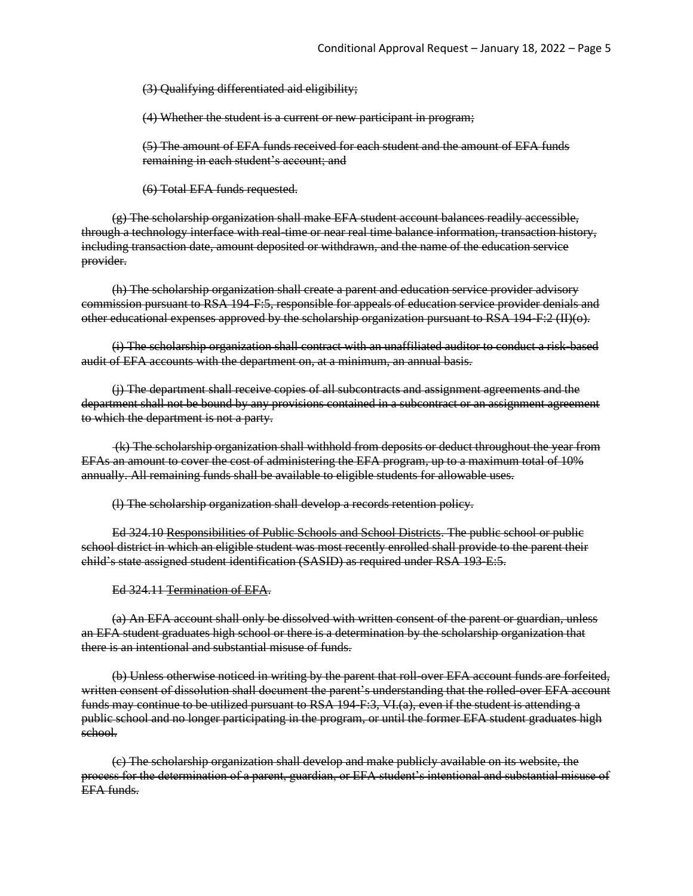~~(3) Qualifying differentiated aid eligibility;~~

~~(4) Whether the student is a current or new participant in program;~~

~~(5) The amount of EFA funds received for each student and the amount of EFA funds remaining in each student's account; and~~

~~(6) Total EFA funds requested.~~

~~(g) The scholarship organization shall make EFA student account balances readily accessible, through a technology interface with real-time or near real time balance information, transaction history, including transaction date, amount deposited or withdrawn, and the name of the education service provider.~~

~~(h) The scholarship organization shall create a parent and education service provider advisory commission pursuant to RSA 194-F:5, responsible for appeals of education service provider denials and other educational expenses approved by the scholarship organization pursuant to RSA 194-F:2 (II)(o).~~

~~(i) The scholarship organization shall contract with an unaffiliated auditor to conduct a risk-based audit of EFA accounts with the department on, at a minimum, an annual basis.~~

~~(j) The department shall receive copies of all subcontracts and assignment agreements and the department shall not be bound by any provisions contained in a subcontract or an assignment agreement to which the department is not a party.~~

~~(k) The scholarship organization shall withhold from deposits or deduct throughout the year from EFAs an amount to cover the cost of administering the EFA program, up to a maximum total of 10% annually. All remaining funds shall be available to eligible students for allowable uses.~~

~~(l) The scholarship organization shall develop a records retention policy.~~

~~Ed 324.10 Responsibilities of Public Schools and School Districts. The public school or public school district in which an eligible student was most recently enrolled shall provide to the parent their child's state assigned student identification (SASID) as required under RSA 193-E:5.~~

~~Ed 324.11 Termination of EFA.~~

~~(a) An EFA account shall only be dissolved with written consent of the parent or guardian, unless an EFA student graduates high school or there is a determination by the scholarship organization that there is an intentional and substantial misuse of funds.~~

~~(b) Unless otherwise noticed in writing by the parent that roll-over EFA account funds are forfeited, written consent of dissolution shall document the parent's understanding that the rolled-over EFA account funds may continue to be utilized pursuant to RSA 194-F:3, VI.(a), even if the student is attending a public school and no longer participating in the program, or until the former EFA student graduates high school.~~

~~(c) The scholarship organization shall develop and make publicly available on its website, the process for the determination of a parent, guardian, or EFA student's intentional and substantial misuse of EFA funds.~~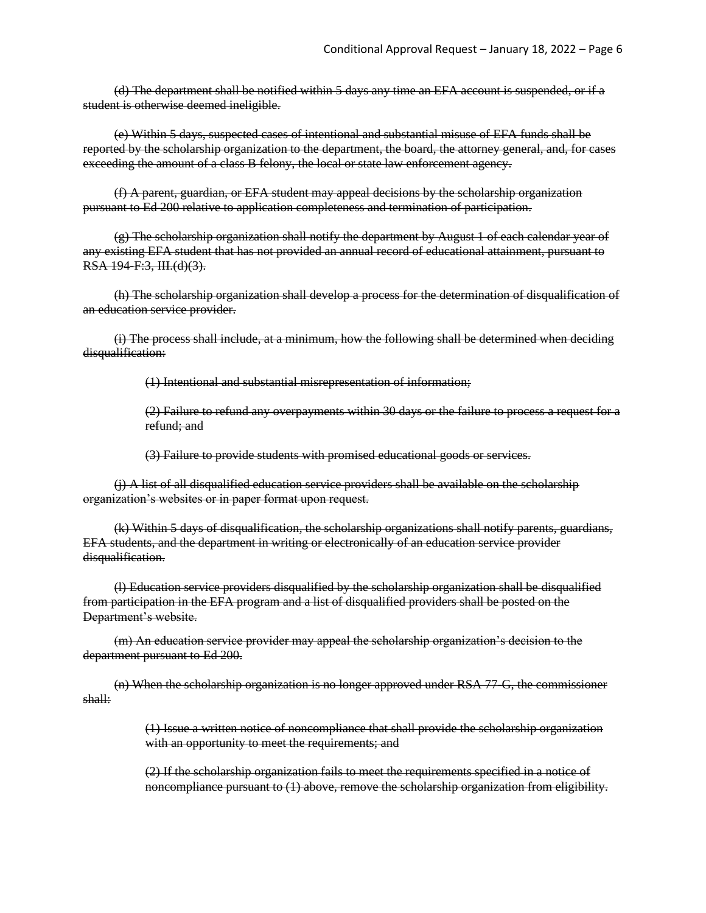~~(d) The department shall be notified within 5 days any time an EFA account is suspended, or if a student is otherwise deemed ineligible.~~

~~(e) Within 5 days, suspected cases of intentional and substantial misuse of EFA funds shall be reported by the scholarship organization to the department, the board, the attorney general, and, for cases exceeding the amount of a class B felony, the local or state law enforcement agency.~~

~~(f) A parent, guardian, or EFA student may appeal decisions by the scholarship organization pursuant to Ed 200 relative to application completeness and termination of participation.~~

~~(g) The scholarship organization shall notify the department by August 1 of each calendar year of any existing EFA student that has not provided an annual record of educational attainment, pursuant to RSA 194-F:3, III.(d)(3).~~

~~(h) The scholarship organization shall develop a process for the determination of disqualification of an education service provider.~~

~~(i) The process shall include, at a minimum, how the following shall be determined when deciding disqualification:~~

> ~~(1) Intentional and substantial misrepresentation of information;~~
>
> ~~(2) Failure to refund any overpayments within 30 days or the failure to process a request for a refund; and~~
>
> ~~(3) Failure to provide students with promised educational goods or services.~~

~~(j) A list of all disqualified education service providers shall be available on the scholarship organization's websites or in paper format upon request.~~

~~(k) Within 5 days of disqualification, the scholarship organizations shall notify parents, guardians, EFA students, and the department in writing or electronically of an education service provider disqualification.~~

~~(l) Education service providers disqualified by the scholarship organization shall be disqualified from participation in the EFA program and a list of disqualified providers shall be posted on the Department's website.~~

~~(m) An education service provider may appeal the scholarship organization's decision to the department pursuant to Ed 200.~~

~~(n) When the scholarship organization is no longer approved under RSA 77-G, the commissioner shall:~~

> ~~(1) Issue a written notice of noncompliance that shall provide the scholarship organization with an opportunity to meet the requirements; and~~
>
> ~~(2) If the scholarship organization fails to meet the requirements specified in a notice of noncompliance pursuant to (1) above, remove the scholarship organization from eligibility.~~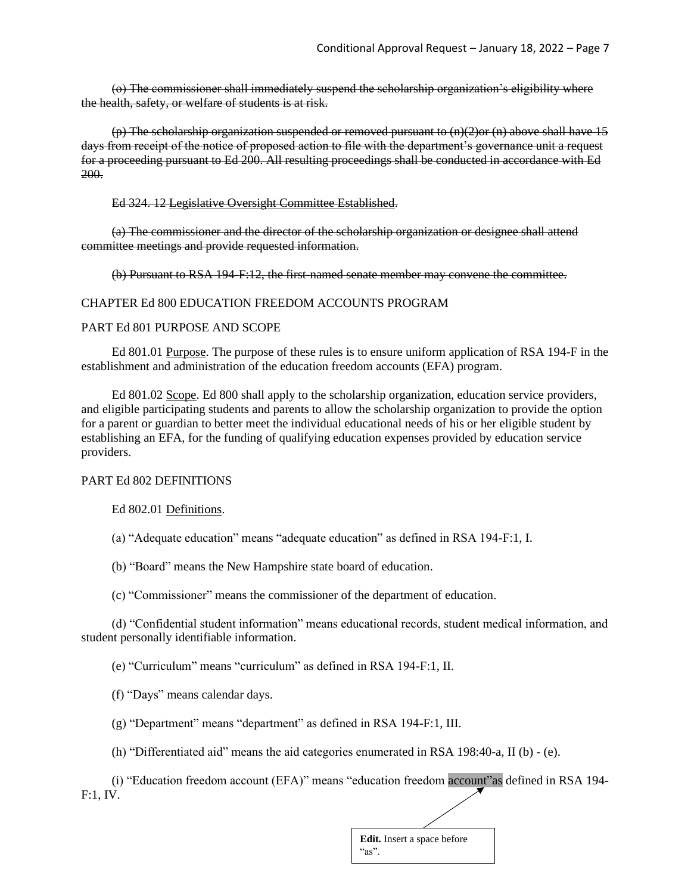~~(o) The commissioner shall immediately suspend the scholarship organization's eligibility where the health, safety, or welfare of students is at risk.~~

~~(p) The scholarship organization suspended or removed pursuant to (n)(2)or (n) above shall have 15 days from receipt of the notice of proposed action to file with the department's governance unit a request for a proceeding pursuant to Ed 200. All resulting proceedings shall be conducted in accordance with Ed 200.~~

~~Ed 324. 12 Legislative Oversight Committee Established.~~

~~(a) The commissioner and the director of the scholarship organization or designee shall attend committee meetings and provide requested information.~~

~~(b) Pursuant to RSA 194-F:12, the first-named senate member may convene the committee.~~

CHAPTER Ed 800 EDUCATION FREEDOM ACCOUNTS PROGRAM

PART Ed 801 PURPOSE AND SCOPE

Ed 801.01 Purpose. The purpose of these rules is to ensure uniform application of RSA 194-F in the establishment and administration of the education freedom accounts (EFA) program.

Ed 801.02 Scope. Ed 800 shall apply to the scholarship organization, education service providers, and eligible participating students and parents to allow the scholarship organization to provide the option for a parent or guardian to better meet the individual educational needs of his or her eligible student by establishing an EFA, for the funding of qualifying education expenses provided by education service providers.

PART Ed 802 DEFINITIONS

Ed 802.01 Definitions.

(a) "Adequate education" means "adequate education" as defined in RSA 194-F:1, I.

(b) "Board" means the New Hampshire state board of education.

(c) "Commissioner" means the commissioner of the department of education.

(d) "Confidential student information" means educational records, student medical information, and student personally identifiable information.

(e) "Curriculum" means "curriculum" as defined in RSA 194-F:1, II.

(f) "Days" means calendar days.

(g) "Department" means "department" as defined in RSA 194-F:1, III.

(h) "Differentiated aid" means the aid categories enumerated in RSA 198:40-a, II (b) - (e).

(i) "Education freedom account (EFA)" means "education freedom account"as defined in RSA 194-F:1, IV.

**Edit.** Insert a space before "as".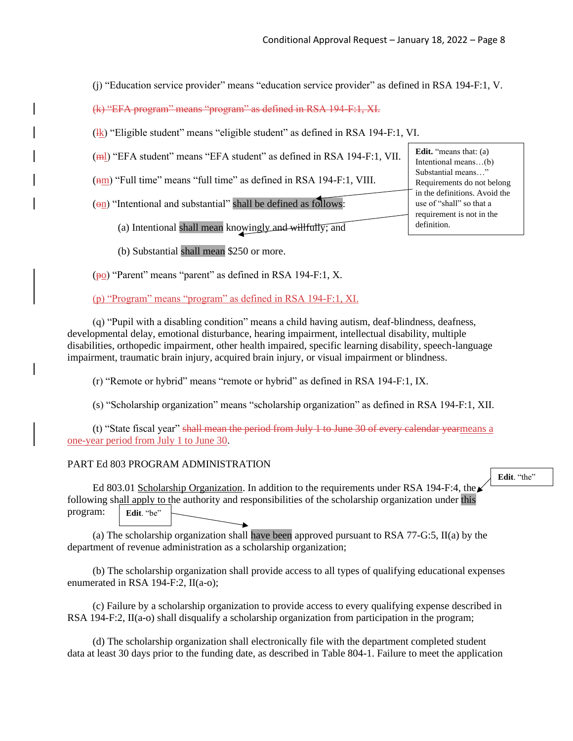(j) "Education service provider" means "education service provider" as defined in RSA 194-F:1, V.

~~(k) "EFA program" means "program" as defined in RSA 194-F:1, XI.~~

(~~l~~k) "Eligible student" means "eligible student" as defined in RSA 194-F:1, VI.

(~~m~~l) "EFA student" means "EFA student" as defined in RSA 194-F:1, VII.

(~~n~~m) "Full time" means "full time" as defined in RSA 194-F:1, VIII.

(~~o~~n) "Intentional and substantial" shall be defined as follows:

> **Edit.** "means that: (a) Intentional means…(b) Substantial means…" Requirements do not belong in the definitions. Avoid the use of "shall" so that a requirement is not in the definition.

(a) Intentional shall mean knowingly ~~and willfully~~; and

(b) Substantial shall mean $250 or more.

(~~p~~o) "Parent" means "parent" as defined in RSA 194-F:1, X.

(p) "Program" means "program" as defined in RSA 194-F:1, XI.

(q) "Pupil with a disabling condition" means a child having autism, deaf-blindness, deafness, developmental delay, emotional disturbance, hearing impairment, intellectual disability, multiple disabilities, orthopedic impairment, other health impaired, specific learning disability, speech-language impairment, traumatic brain injury, acquired brain injury, or visual impairment or blindness.

(r) "Remote or hybrid" means "remote or hybrid" as defined in RSA 194-F:1, IX.

(s) "Scholarship organization" means "scholarship organization" as defined in RSA 194-F:1, XII.

(t) "State fiscal year" ~~shall mean the period from July 1 to June 30 of every calendar year~~means a one-year period from July 1 to June 30.

PART Ed 803 PROGRAM ADMINISTRATION

Ed 803.01 Scholarship Organization. In addition to the requirements under RSA 194-F:4, the following shall apply to the authority and responsibilities of the scholarship organization under this program:

> **Edit.** "the"

> **Edit.** "be"

(a) The scholarship organization shall have been approved pursuant to RSA 77-G:5, II(a) by the department of revenue administration as a scholarship organization;

(b) The scholarship organization shall provide access to all types of qualifying educational expenses enumerated in RSA 194-F:2, II(a-o);

(c) Failure by a scholarship organization to provide access to every qualifying expense described in RSA 194-F:2, II(a-o) shall disqualify a scholarship organization from participation in the program;

(d) The scholarship organization shall electronically file with the department completed student data at least 30 days prior to the funding date, as described in Table 804-1. Failure to meet the application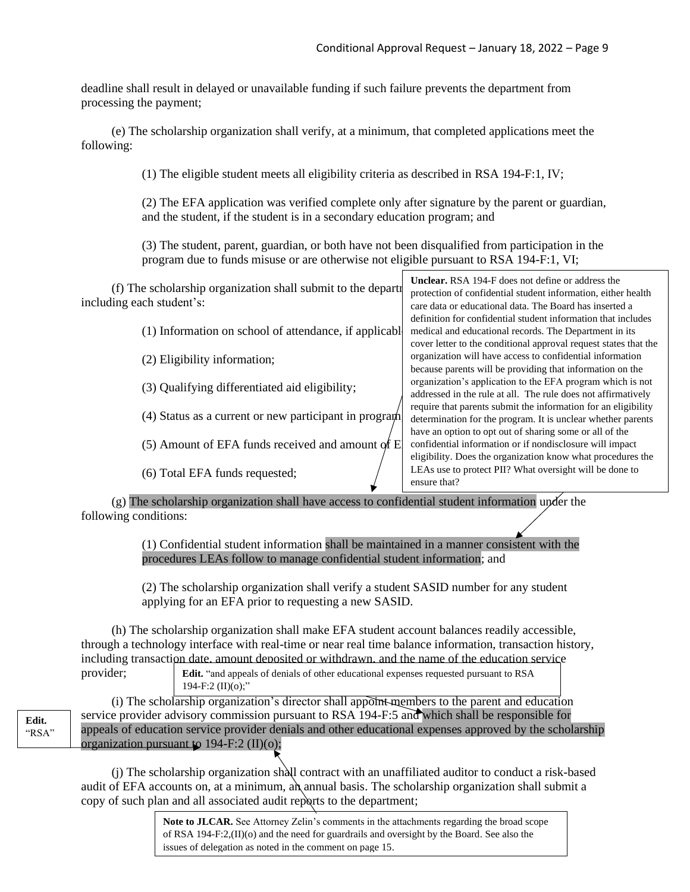deadline shall result in delayed or unavailable funding if such failure prevents the department from processing the payment;

(e) The scholarship organization shall verify, at a minimum, that completed applications meet the following:

(1) The eligible student meets all eligibility criteria as described in RSA 194-F:1, IV;

(2) The EFA application was verified complete only after signature by the parent or guardian, and the student, if the student is in a secondary education program; and

(3) The student, parent, guardian, or both have not been disqualified from participation in the program due to funds misuse or are otherwise not eligible pursuant to RSA 194-F:1, VI;

(f) The scholarship organization shall submit to the department ... including each student's:

(1) Information on school of attendance, if applicable;

(2) Eligibility information;

(3) Qualifying differentiated aid eligibility;

(4) Status as a current or new participant in program;

(5) Amount of EFA funds received and amount of E...

(6) Total EFA funds requested;

> **Unclear.** RSA 194-F does not define or address the protection of confidential student information, either health care data or educational data. The Board has inserted a definition for confidential student information that includes medical and educational records. The Department in its cover letter to the conditional approval request states that the organization will have access to confidential information because parents will be providing that information on the organization's application to the EFA program which is not addressed in the rule at all. The rule does not affirmatively require that parents submit the information for an eligibility determination for the program. It is unclear whether parents have an option to opt out of sharing some or all of the confidential information or if nondisclosure will impact eligibility. Does the organization know what procedures the LEAs use to protect PII? What oversight will be done to ensure that?

(g) The scholarship organization shall have access to confidential student information under the following conditions:

(1) Confidential student information shall be maintained in a manner consistent with the procedures LEAs follow to manage confidential student information; and

(2) The scholarship organization shall verify a student SASID number for any student applying for an EFA prior to requesting a new SASID.

(h) The scholarship organization shall make EFA student account balances readily accessible, through a technology interface with real-time or near real time balance information, transaction history, including transaction date, amount deposited or withdrawn, and the name of the education service provider;

> **Edit.** "and appeals of denials of other educational expenses requested pursuant to RSA 194-F:2 (II)(o);"

(i) The scholarship organization's director shall appoint members to the parent and education service provider advisory commission pursuant to RSA 194-F:5 and which shall be responsible for appeals of education service provider denials and other educational expenses approved by the scholarship organization pursuant to 194-F:2 (II)(o);

> **Edit.** "RSA"

(j) The scholarship organization shall contract with an unaffiliated auditor to conduct a risk-based audit of EFA accounts on, at a minimum, an annual basis. The scholarship organization shall submit a copy of such plan and all associated audit reports to the department;

> **Note to JLCAR.** See Attorney Zelin's comments in the attachments regarding the broad scope of RSA 194-F:2,(II)(o) and the need for guardrails and oversight by the Board. See also the issues of delegation as noted in the comment on page 15.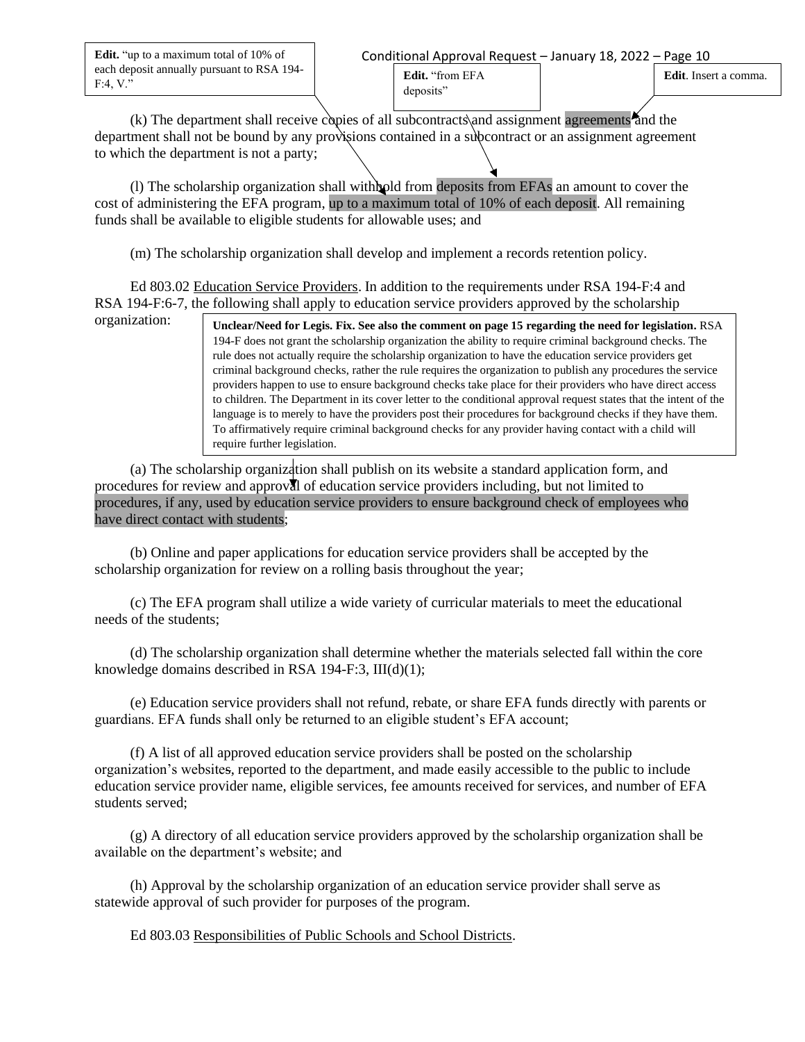**Edit.** "up to a maximum total of 10% of each deposit annually pursuant to RSA 194-F:4, V."

**Edit.** "from EFA deposits"

**Edit**. Insert a comma.

(k) The department shall receive copies of all subcontracts and assignment agreements and the department shall not be bound by any provisions contained in a subcontract or an assignment agreement to which the department is not a party;

(l) The scholarship organization shall withhold from deposits from EFAs an amount to cover the cost of administering the EFA program, up to a maximum total of 10% of each deposit. All remaining funds shall be available to eligible students for allowable uses; and

(m) The scholarship organization shall develop and implement a records retention policy.

Ed 803.02 Education Service Providers. In addition to the requirements under RSA 194-F:4 and RSA 194-F:6-7, the following shall apply to education service providers approved by the scholarship organization:

**Unclear/Need for Legis. Fix. See also the comment on page 15 regarding the need for legislation.** RSA 194-F does not grant the scholarship organization the ability to require criminal background checks. The rule does not actually require the scholarship organization to have the education service providers get criminal background checks, rather the rule requires the organization to publish any procedures the service providers happen to use to ensure background checks take place for their providers who have direct access to children. The Department in its cover letter to the conditional approval request states that the intent of the language is to merely to have the providers post their procedures for background checks if they have them. To affirmatively require criminal background checks for any provider having contact with a child will require further legislation.

(a) The scholarship organization shall publish on its website a standard application form, and procedures for review and approval of education service providers including, but not limited to procedures, if any, used by education service providers to ensure background check of employees who have direct contact with students;

(b) Online and paper applications for education service providers shall be accepted by the scholarship organization for review on a rolling basis throughout the year;

(c) The EFA program shall utilize a wide variety of curricular materials to meet the educational needs of the students;

(d) The scholarship organization shall determine whether the materials selected fall within the core knowledge domains described in RSA 194-F:3, III(d)(1);

(e) Education service providers shall not refund, rebate, or share EFA funds directly with parents or guardians. EFA funds shall only be returned to an eligible student's EFA account;

(f) A list of all approved education service providers shall be posted on the scholarship organization's websites, reported to the department, and made easily accessible to the public to include education service provider name, eligible services, fee amounts received for services, and number of EFA students served;

(g) A directory of all education service providers approved by the scholarship organization shall be available on the department's website; and

(h) Approval by the scholarship organization of an education service provider shall serve as statewide approval of such provider for purposes of the program.

Ed 803.03 Responsibilities of Public Schools and School Districts.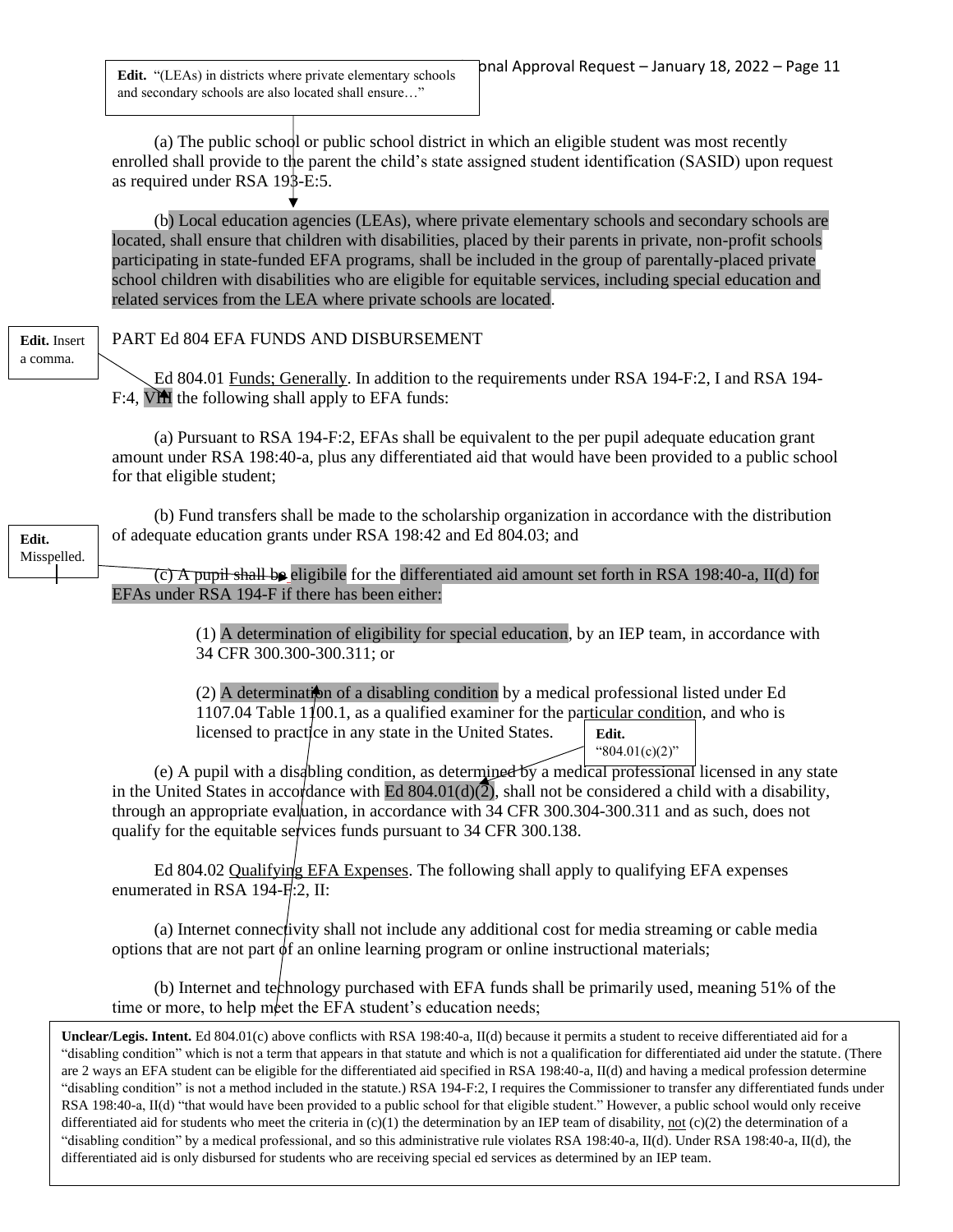**Edit.** "(LEAs) in districts where private elementary schools and secondary schools are also located shall ensure…"

(a) The public school or public school district in which an eligible student was most recently enrolled shall provide to the parent the child's state assigned student identification (SASID) upon request as required under RSA 193-E:5.

(b) Local education agencies (LEAs), where private elementary schools and secondary schools are located, shall ensure that children with disabilities, placed by their parents in private, non-profit schools participating in state-funded EFA programs, shall be included in the group of parentally-placed private school children with disabilities who are eligible for equitable services, including special education and related services from the LEA where private schools are located.

**Edit.** Insert a comma.

## PART Ed 804 EFA FUNDS AND DISBURSEMENT

Ed 804.01 Funds; Generally. In addition to the requirements under RSA 194-F:2, I and RSA 194-F:4, VIII the following shall apply to EFA funds:

(a) Pursuant to RSA 194-F:2, EFAs shall be equivalent to the per pupil adequate education grant amount under RSA 198:40-a, plus any differentiated aid that would have been provided to a public school for that eligible student;

(b) Fund transfers shall be made to the scholarship organization in accordance with the distribution of adequate education grants under RSA 198:42 and Ed 804.03; and

**Edit.** Misspelled.

(c) A pupil shall be eligibile for the differentiated aid amount set forth in RSA 198:40-a, II(d) for EFAs under RSA 194-F if there has been either:

(1) A determination of eligibility for special education, by an IEP team, in accordance with 34 CFR 300.300-300.311; or

(2) A determination of a disabling condition by a medical professional listed under Ed 1107.04 Table 1100.1, as a qualified examiner for the particular condition, and who is licensed to practice in any state in the United States.

**Edit.** "804.01(c)(2)"

(e) A pupil with a disabling condition, as determined by a medical professional licensed in any state in the United States in accordance with Ed 804.01(d)(2), shall not be considered a child with a disability, through an appropriate evaluation, in accordance with 34 CFR 300.304-300.311 and as such, does not qualify for the equitable services funds pursuant to 34 CFR 300.138.

Ed 804.02 Qualifying EFA Expenses. The following shall apply to qualifying EFA expenses enumerated in RSA 194-F:2, II:

(a) Internet connectivity shall not include any additional cost for media streaming or cable media options that are not part of an online learning program or online instructional materials;

(b) Internet and technology purchased with EFA funds shall be primarily used, meaning 51% of the time or more, to help meet the EFA student's education needs;

**Unclear/Legis. Intent.** Ed 804.01(c) above conflicts with RSA 198:40-a, II(d) because it permits a student to receive differentiated aid for a "disabling condition" which is not a term that appears in that statute and which is not a qualification for differentiated aid under the statute. (There are 2 ways an EFA student can be eligible for the differentiated aid specified in RSA 198:40-a, II(d) and having a medical profession determine "disabling condition" is not a method included in the statute.) RSA 194-F:2, I requires the Commissioner to transfer any differentiated funds under RSA 198:40-a, II(d) "that would have been provided to a public school for that eligible student." However, a public school would only receive differentiated aid for students who meet the criteria in (c)(1) the determination by an IEP team of disability, not (c)(2) the determination of a "disabling condition" by a medical professional, and so this administrative rule violates RSA 198:40-a, II(d). Under RSA 198:40-a, II(d), the differentiated aid is only disbursed for students who are receiving special ed services as determined by an IEP team.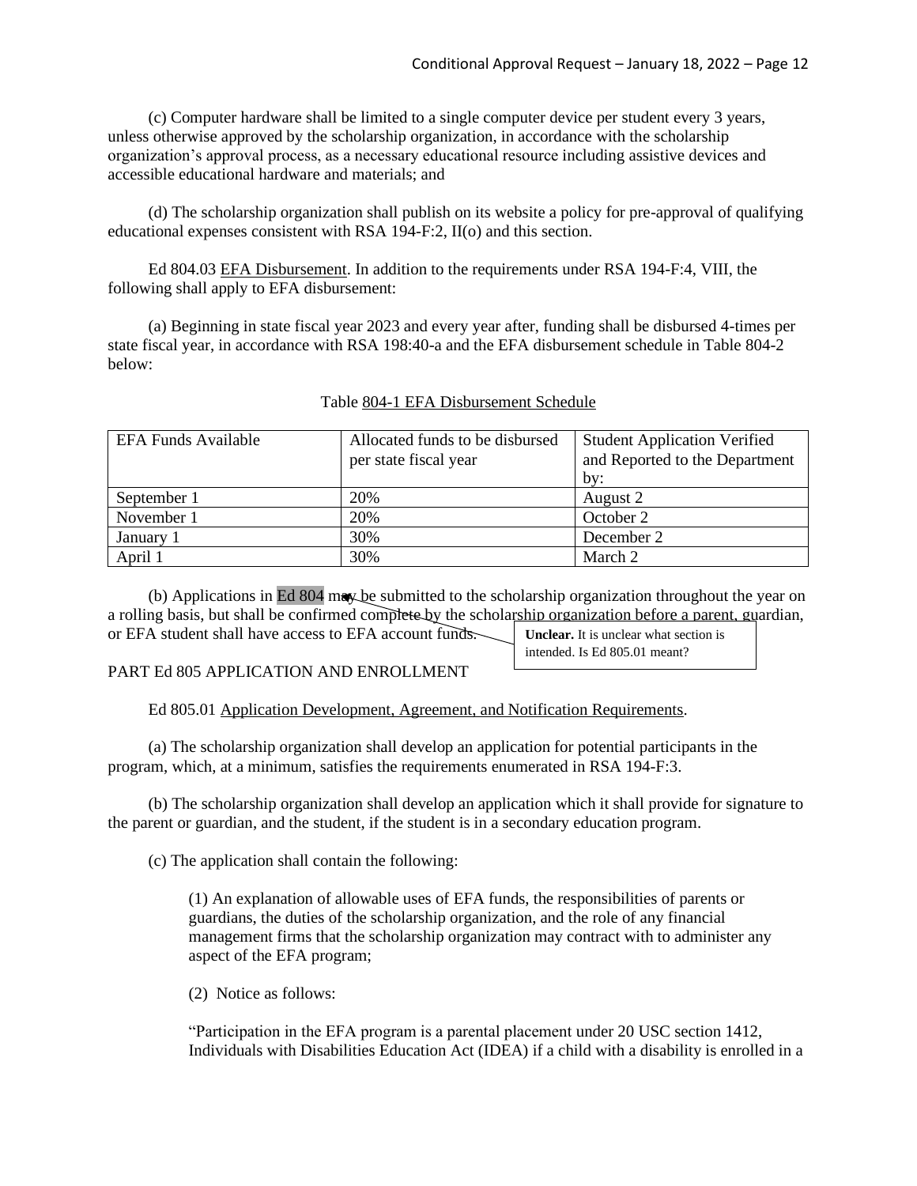(c) Computer hardware shall be limited to a single computer device per student every 3 years, unless otherwise approved by the scholarship organization, in accordance with the scholarship organization's approval process, as a necessary educational resource including assistive devices and accessible educational hardware and materials; and

(d) The scholarship organization shall publish on its website a policy for pre-approval of qualifying educational expenses consistent with RSA 194-F:2, II(o) and this section.

Ed 804.03 EFA Disbursement. In addition to the requirements under RSA 194-F:4, VIII, the following shall apply to EFA disbursement:

(a) Beginning in state fiscal year 2023 and every year after, funding shall be disbursed 4-times per state fiscal year, in accordance with RSA 198:40-a and the EFA disbursement schedule in Table 804-2 below:

Table 804-1 EFA Disbursement Schedule

| EFA Funds Available | Allocated funds to be disbursed per state fiscal year | Student Application Verified and Reported to the Department by: |
|---|---|---|
| September 1 | 20% | August 2 |
| November 1 | 20% | October 2 |
| January 1 | 30% | December 2 |
| April 1 | 30% | March 2 |

(b) Applications in Ed 804 may be submitted to the scholarship organization throughout the year on a rolling basis, but shall be confirmed complete by the scholarship organization before a parent, guardian, or EFA student shall have access to EFA account funds.

**Unclear.** It is unclear what section is intended. Is Ed 805.01 meant?

PART Ed 805 APPLICATION AND ENROLLMENT

Ed 805.01 Application Development, Agreement, and Notification Requirements.

(a) The scholarship organization shall develop an application for potential participants in the program, which, at a minimum, satisfies the requirements enumerated in RSA 194-F:3.

(b) The scholarship organization shall develop an application which it shall provide for signature to the parent or guardian, and the student, if the student is in a secondary education program.

(c) The application shall contain the following:

(1) An explanation of allowable uses of EFA funds, the responsibilities of parents or guardians, the duties of the scholarship organization, and the role of any financial management firms that the scholarship organization may contract with to administer any aspect of the EFA program;

(2) Notice as follows:

"Participation in the EFA program is a parental placement under 20 USC section 1412, Individuals with Disabilities Education Act (IDEA) if a child with a disability is enrolled in a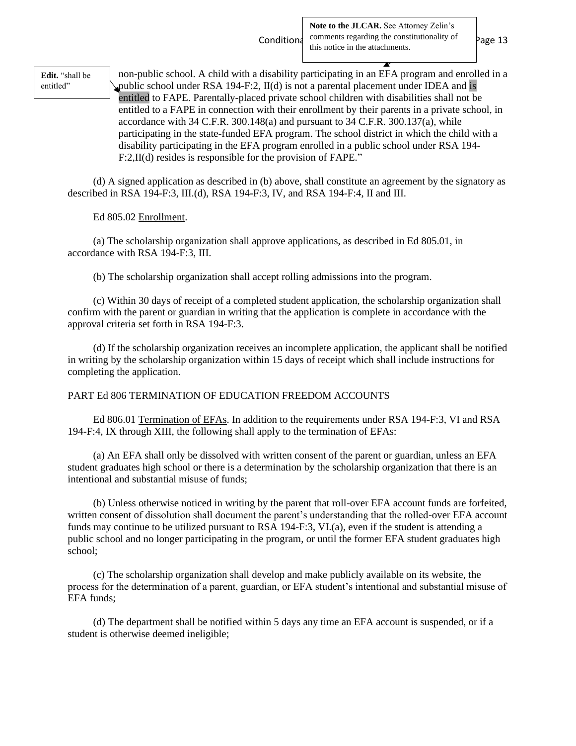**Note to the JLCAR.** See Attorney Zelin's comments regarding the constitutionality of this notice in the attachments.

**Edit.** "shall be entitled"

non-public school. A child with a disability participating in an EFA program and enrolled in a public school under RSA 194-F:2, II(d) is not a parental placement under IDEA and is entitled to FAPE. Parentally-placed private school children with disabilities shall not be entitled to a FAPE in connection with their enrollment by their parents in a private school, in accordance with 34 C.F.R. 300.148(a) and pursuant to 34 C.F.R. 300.137(a), while participating in the state-funded EFA program. The school district in which the child with a disability participating in the EFA program enrolled in a public school under RSA 194-F:2,II(d) resides is responsible for the provision of FAPE."

(d) A signed application as described in (b) above, shall constitute an agreement by the signatory as described in RSA 194-F:3, III.(d), RSA 194-F:3, IV, and RSA 194-F:4, II and III.

Ed 805.02 Enrollment.

(a) The scholarship organization shall approve applications, as described in Ed 805.01, in accordance with RSA 194-F:3, III.

(b) The scholarship organization shall accept rolling admissions into the program.

(c) Within 30 days of receipt of a completed student application, the scholarship organization shall confirm with the parent or guardian in writing that the application is complete in accordance with the approval criteria set forth in RSA 194-F:3.

(d) If the scholarship organization receives an incomplete application, the applicant shall be notified in writing by the scholarship organization within 15 days of receipt which shall include instructions for completing the application.

PART Ed 806 TERMINATION OF EDUCATION FREEDOM ACCOUNTS

Ed 806.01 Termination of EFAs. In addition to the requirements under RSA 194-F:3, VI and RSA 194-F:4, IX through XIII, the following shall apply to the termination of EFAs:

(a) An EFA shall only be dissolved with written consent of the parent or guardian, unless an EFA student graduates high school or there is a determination by the scholarship organization that there is an intentional and substantial misuse of funds;

(b) Unless otherwise noticed in writing by the parent that roll-over EFA account funds are forfeited, written consent of dissolution shall document the parent's understanding that the rolled-over EFA account funds may continue to be utilized pursuant to RSA 194-F:3, VI.(a), even if the student is attending a public school and no longer participating in the program, or until the former EFA student graduates high school;

(c) The scholarship organization shall develop and make publicly available on its website, the process for the determination of a parent, guardian, or EFA student's intentional and substantial misuse of EFA funds;

(d) The department shall be notified within 5 days any time an EFA account is suspended, or if a student is otherwise deemed ineligible;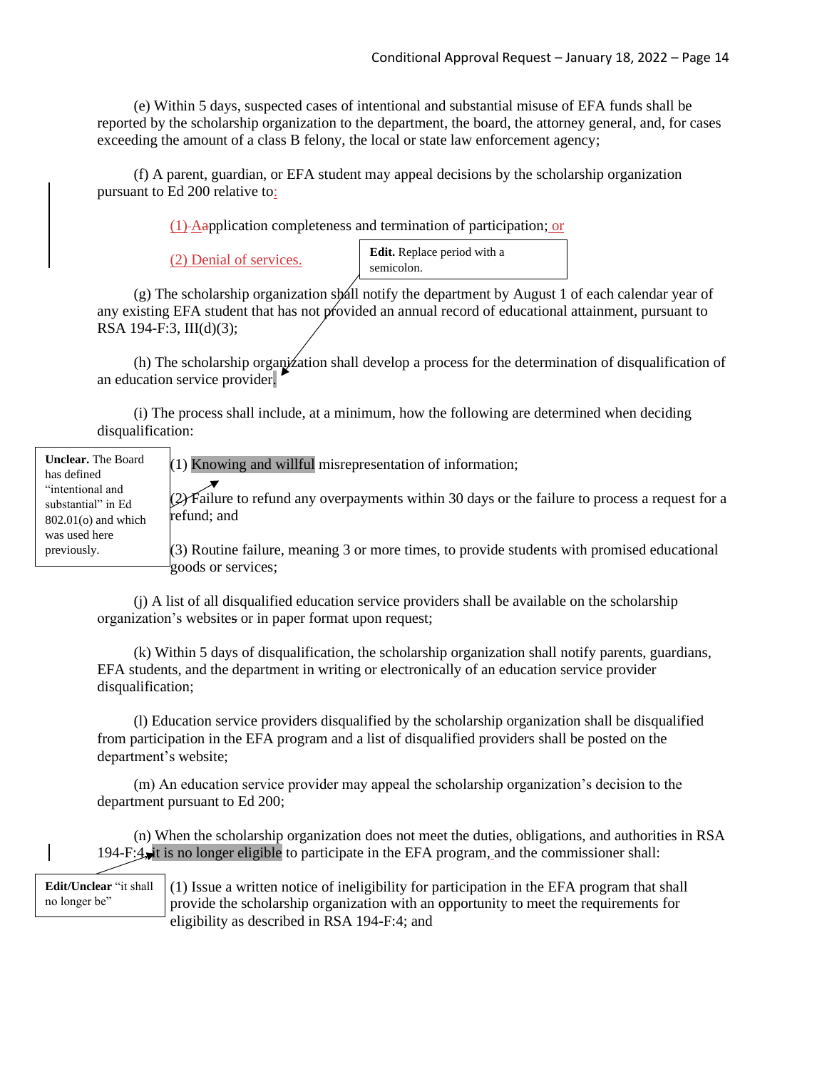(e) Within 5 days, suspected cases of intentional and substantial misuse of EFA funds shall be reported by the scholarship organization to the department, the board, the attorney general, and, for cases exceeding the amount of a class B felony, the local or state law enforcement agency;

(f) A parent, guardian, or EFA student may appeal decisions by the scholarship organization pursuant to Ed 200 relative to:

(1) Aapplication completeness and termination of participation; or

(2) Denial of services.

**Edit.** Replace period with a semicolon.

(g) The scholarship organization shall notify the department by August 1 of each calendar year of any existing EFA student that has not provided an annual record of educational attainment, pursuant to RSA 194-F:3, III(d)(3);

(h) The scholarship organization shall develop a process for the determination of disqualification of an education service provider.

(i) The process shall include, at a minimum, how the following are determined when deciding disqualification:

**Unclear.** The Board has defined "intentional and substantial" in Ed 802.01(o) and which was used here previously.

(1) Knowing and willful misrepresentation of information;

(2) Failure to refund any overpayments within 30 days or the failure to process a request for a refund; and

(3) Routine failure, meaning 3 or more times, to provide students with promised educational goods or services;

(j) A list of all disqualified education service providers shall be available on the scholarship organization's websites or in paper format upon request;

(k) Within 5 days of disqualification, the scholarship organization shall notify parents, guardians, EFA students, and the department in writing or electronically of an education service provider disqualification;

(l) Education service providers disqualified by the scholarship organization shall be disqualified from participation in the EFA program and a list of disqualified providers shall be posted on the department's website;

(m) An education service provider may appeal the scholarship organization's decision to the department pursuant to Ed 200;

(n) When the scholarship organization does not meet the duties, obligations, and authorities in RSA 194-F:4, it is no longer eligible to participate in the EFA program, and the commissioner shall:

**Edit/Unclear** "it shall no longer be"

(1) Issue a written notice of ineligibility for participation in the EFA program that shall provide the scholarship organization with an opportunity to meet the requirements for eligibility as described in RSA 194-F:4; and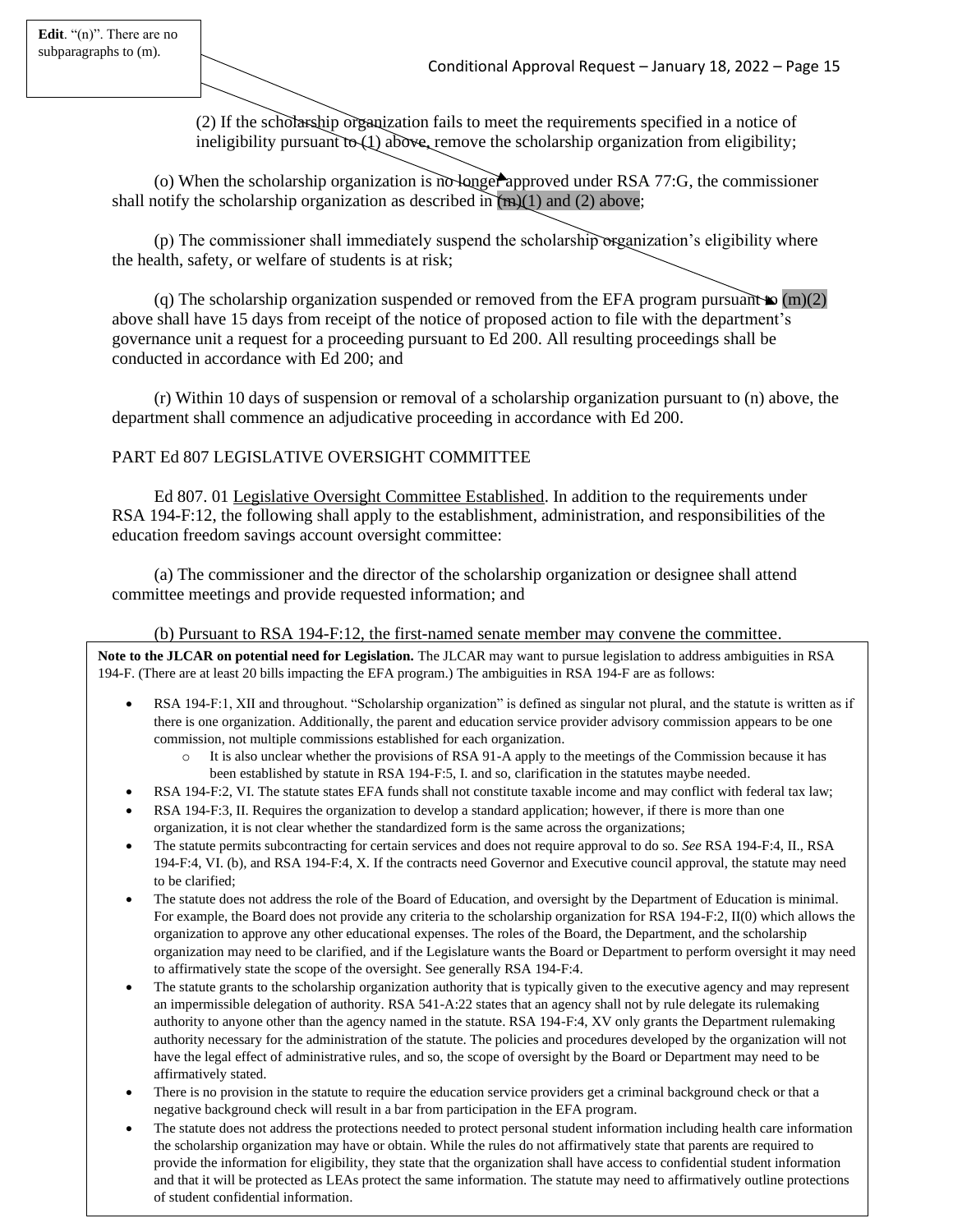**Edit**. "(n)". There are no subparagraphs to (m).

(2) If the scholarship organization fails to meet the requirements specified in a notice of ineligibility pursuant to (1) above, remove the scholarship organization from eligibility;

(o) When the scholarship organization is no longer approved under RSA 77:G, the commissioner shall notify the scholarship organization as described in (m)(1) and (2) above;

(p) The commissioner shall immediately suspend the scholarship organization's eligibility where the health, safety, or welfare of students is at risk;

(q) The scholarship organization suspended or removed from the EFA program pursuant to (m)(2) above shall have 15 days from receipt of the notice of proposed action to file with the department's governance unit a request for a proceeding pursuant to Ed 200. All resulting proceedings shall be conducted in accordance with Ed 200; and

(r) Within 10 days of suspension or removal of a scholarship organization pursuant to (n) above, the department shall commence an adjudicative proceeding in accordance with Ed 200.

PART Ed 807 LEGISLATIVE OVERSIGHT COMMITTEE

Ed 807. 01 Legislative Oversight Committee Established. In addition to the requirements under RSA 194-F:12, the following shall apply to the establishment, administration, and responsibilities of the education freedom savings account oversight committee:

(a) The commissioner and the director of the scholarship organization or designee shall attend committee meetings and provide requested information; and

(b) Pursuant to RSA 194-F:12, the first-named senate member may convene the committee.

**Note to the JLCAR on potential need for Legislation.** The JLCAR may want to pursue legislation to address ambiguities in RSA 194-F. (There are at least 20 bills impacting the EFA program.) The ambiguities in RSA 194-F are as follows:

- RSA 194-F:1, XII and throughout. "Scholarship organization" is defined as singular not plural, and the statute is written as if there is one organization. Additionally, the parent and education service provider advisory commission appears to be one commission, not multiple commissions established for each organization.
  - It is also unclear whether the provisions of RSA 91-A apply to the meetings of the Commission because it has been established by statute in RSA 194-F:5, I. and so, clarification in the statutes maybe needed.
- RSA 194-F:2, VI. The statute states EFA funds shall not constitute taxable income and may conflict with federal tax law;
- RSA 194-F:3, II. Requires the organization to develop a standard application; however, if there is more than one organization, it is not clear whether the standardized form is the same across the organizations;
- The statute permits subcontracting for certain services and does not require approval to do so. *See* RSA 194-F:4, II., RSA 194-F:4, VI. (b), and RSA 194-F:4, X. If the contracts need Governor and Executive council approval, the statute may need to be clarified;
- The statute does not address the role of the Board of Education, and oversight by the Department of Education is minimal. For example, the Board does not provide any criteria to the scholarship organization for RSA 194-F:2, II(0) which allows the organization to approve any other educational expenses. The roles of the Board, the Department, and the scholarship organization may need to be clarified, and if the Legislature wants the Board or Department to perform oversight it may need to affirmatively state the scope of the oversight. See generally RSA 194-F:4.
- The statute grants to the scholarship organization authority that is typically given to the executive agency and may represent an impermissible delegation of authority. RSA 541-A:22 states that an agency shall not by rule delegate its rulemaking authority to anyone other than the agency named in the statute. RSA 194-F:4, XV only grants the Department rulemaking authority necessary for the administration of the statute. The policies and procedures developed by the organization will not have the legal effect of administrative rules, and so, the scope of oversight by the Board or Department may need to be affirmatively stated.
- There is no provision in the statute to require the education service providers get a criminal background check or that a negative background check will result in a bar from participation in the EFA program.
- The statute does not address the protections needed to protect personal student information including health care information the scholarship organization may have or obtain. While the rules do not affirmatively state that parents are required to provide the information for eligibility, they state that the organization shall have access to confidential student information and that it will be protected as LEAs protect the same information. The statute may need to affirmatively outline protections of student confidential information.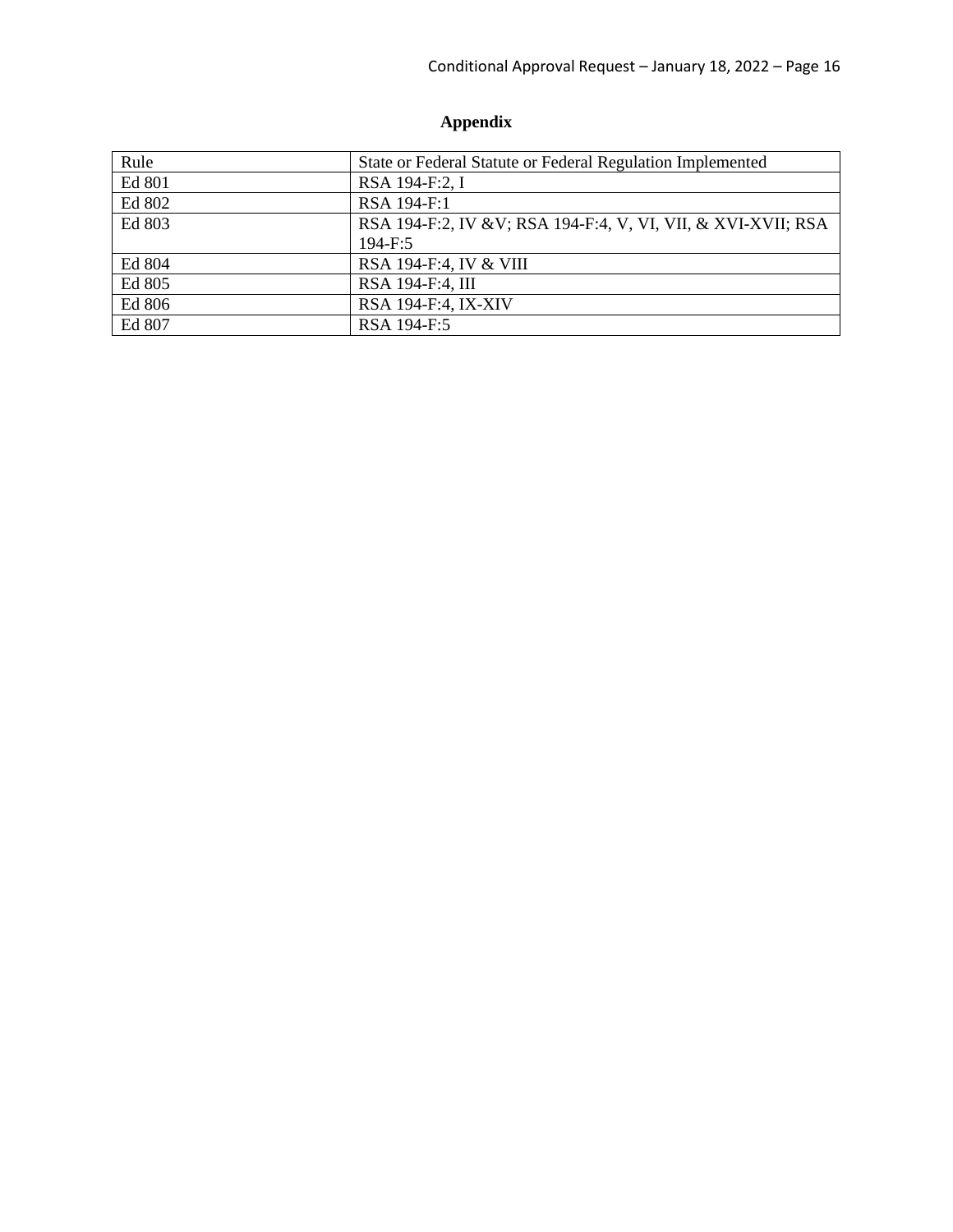# Appendix

| Rule | State or Federal Statute or Federal Regulation Implemented |
|---|---|
| Ed 801 | RSA 194-F:2, I |
| Ed 802 | RSA 194-F:1 |
| Ed 803 | RSA 194-F:2, IV &V; RSA 194-F:4, V, VI, VII, & XVI-XVII; RSA 194-F:5 |
| Ed 804 | RSA 194-F:4, IV & VIII |
| Ed 805 | RSA 194-F:4, III |
| Ed 806 | RSA 194-F:4, IX-XIV |
| Ed 807 | RSA 194-F:5 |